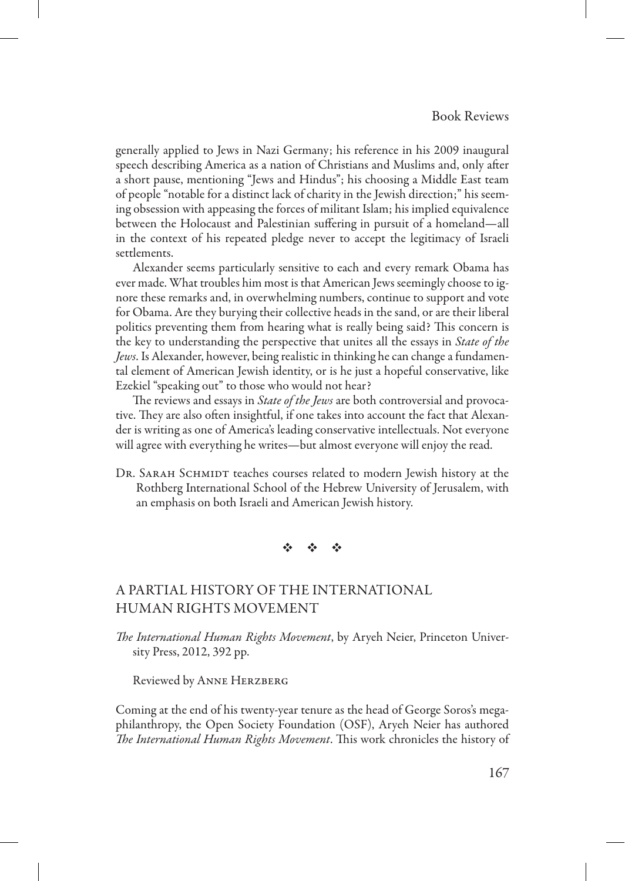generally applied to Jews in Nazi Germany; his reference in his 2009 inaugural speech describing America as a nation of Christians and Muslims and, only after a short pause, mentioning "Jews and Hindus"; his choosing a Middle East team of people "notable for a distinct lack of charity in the Jewish direction;" his seeming obsession with appeasing the forces of militant Islam; his implied equivalence between the Holocaust and Palestinian suffering in pursuit of a homeland—all in the context of his repeated pledge never to accept the legitimacy of Israeli settlements.

Alexander seems particularly sensitive to each and every remark Obama has ever made. What troubles him most is that American Jews seemingly choose to ignore these remarks and, in overwhelming numbers, continue to support and vote for Obama. Are they burying their collective heads in the sand, or are their liberal politics preventing them from hearing what is really being said? This concern is the key to understanding the perspective that unites all the essays in *State of the Jews*. Is Alexander, however, being realistic in thinking he can change a fundamental element of American Jewish identity, or is he just a hopeful conservative, like Ezekiel "speaking out" to those who would not hear?

The reviews and essays in *State of the Jews* are both controversial and provocative. They are also often insightful, if one takes into account the fact that Alexander is writing as one of America's leading conservative intellectuals. Not everyone will agree with everything he writes—but almost everyone will enjoy the read.

Dr. Sarah Schmidt teaches courses related to modern Jewish history at the Rothberg International School of the Hebrew University of Jerusalem, with an emphasis on both Israeli and American Jewish history.

❖ ❖ ❖

## A PARTIAL HISTORY OF THE INTERNATIONAL HUMAN RIGHTS MOVEMENT

*The International Human Rights Movement*, by Aryeh Neier, Princeton University Press, 2012, 392 pp.

Reviewed by Anne Herzberg

Coming at the end of his twenty-year tenure as the head of George Soros's mega-philanthropy, the Open Society Foundation (OSF), Aryeh Neier has authored *The International Human Rights Movement*. This work chronicles the history of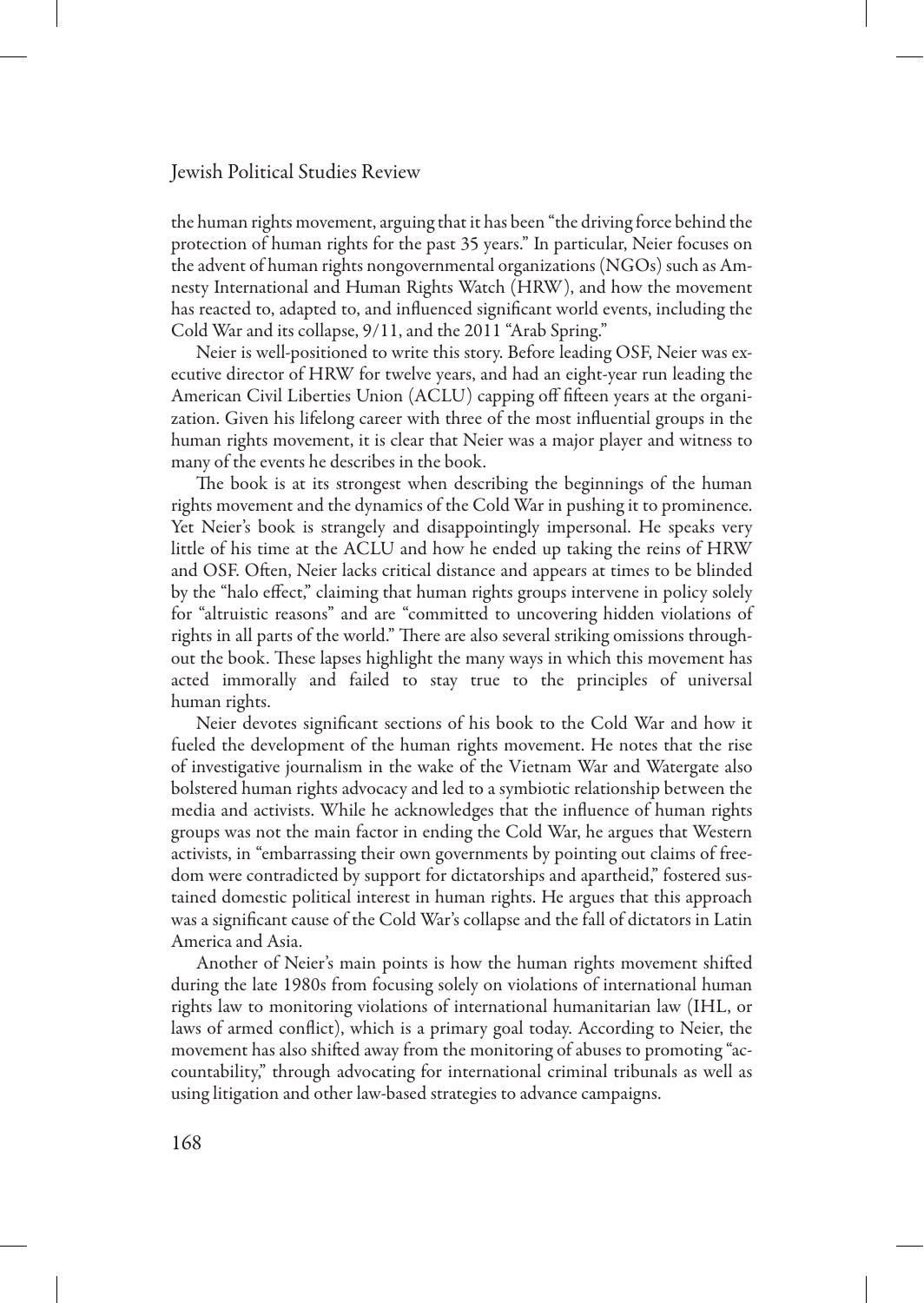the human rights movement, arguing that it has been "the driving force behind the protection of human rights for the past 35 years." In particular, Neier focuses on the advent of human rights nongovernmental organizations (NGOs) such as Amnesty International and Human Rights Watch (HRW), and how the movement has reacted to, adapted to, and influenced significant world events, including the Cold War and its collapse, 9/11, and the 2011 "Arab Spring."

Neier is well-positioned to write this story. Before leading OSF, Neier was executive director of HRW for twelve years, and had an eight-year run leading the American Civil Liberties Union (ACLU) capping off fifteen years at the organization. Given his lifelong career with three of the most influential groups in the human rights movement, it is clear that Neier was a major player and witness to many of the events he describes in the book.

The book is at its strongest when describing the beginnings of the human rights movement and the dynamics of the Cold War in pushing it to prominence. Yet Neier's book is strangely and disappointingly impersonal. He speaks very little of his time at the ACLU and how he ended up taking the reins of HRW and OSF. Often, Neier lacks critical distance and appears at times to be blinded by the "halo effect," claiming that human rights groups intervene in policy solely for "altruistic reasons" and are "committed to uncovering hidden violations of rights in all parts of the world." There are also several striking omissions throughout the book. These lapses highlight the many ways in which this movement has acted immorally and failed to stay true to the principles of universal human rights.

Neier devotes significant sections of his book to the Cold War and how it fueled the development of the human rights movement. He notes that the rise of investigative journalism in the wake of the Vietnam War and Watergate also bolstered human rights advocacy and led to a symbiotic relationship between the media and activists. While he acknowledges that the influence of human rights groups was not the main factor in ending the Cold War, he argues that Western activists, in "embarrassing their own governments by pointing out claims of freedom were contradicted by support for dictatorships and apartheid," fostered sustained domestic political interest in human rights. He argues that this approach was a significant cause of the Cold War's collapse and the fall of dictators in Latin America and Asia.

Another of Neier's main points is how the human rights movement shifted during the late 1980s from focusing solely on violations of international human rights law to monitoring violations of international humanitarian law (IHL, or laws of armed conflict), which is a primary goal today. According to Neier, the movement has also shifted away from the monitoring of abuses to promoting "accountability," through advocating for international criminal tribunals as well as using litigation and other law-based strategies to advance campaigns.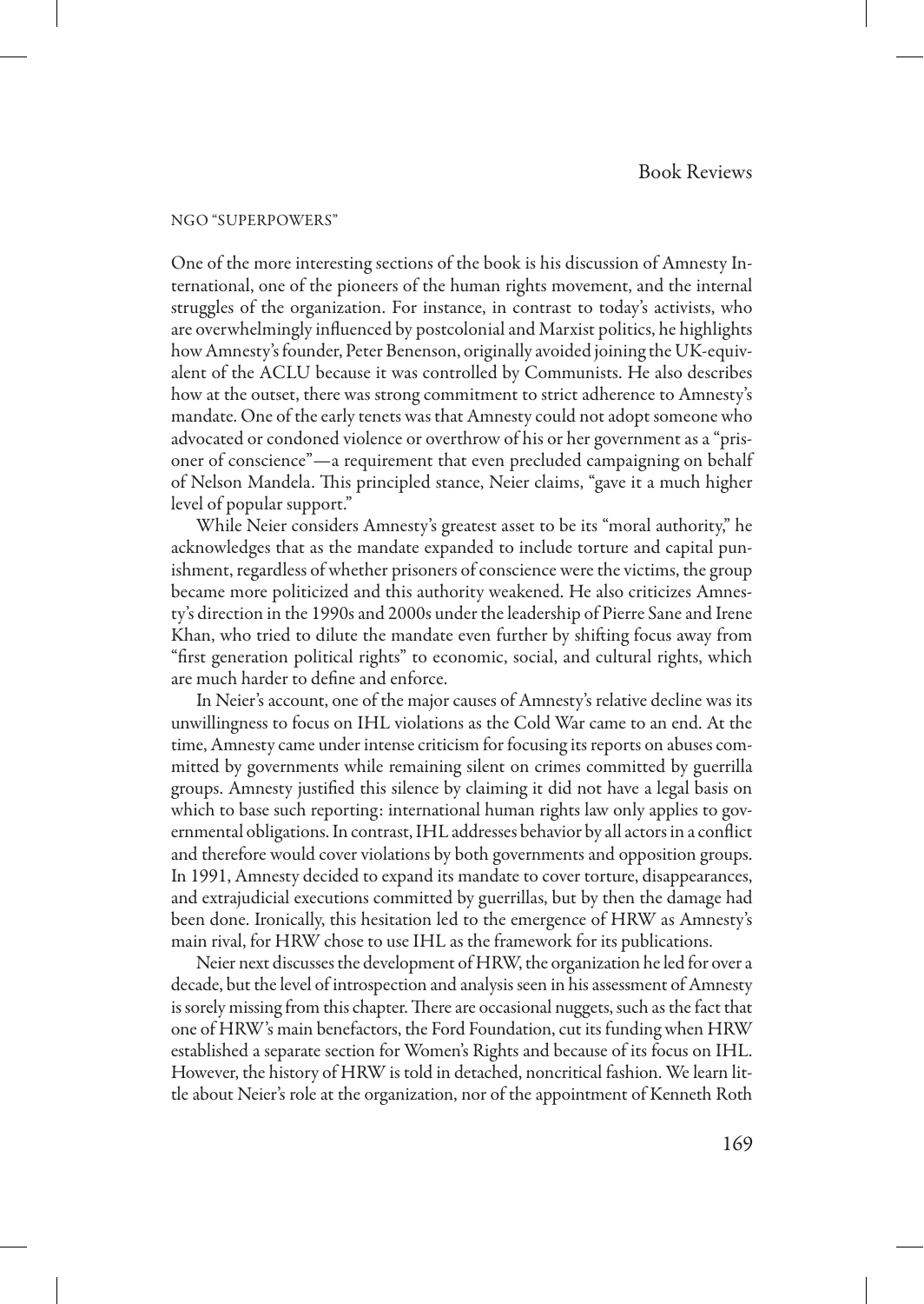## NGO "SUPERPOWERS"

One of the more interesting sections of the book is his discussion of Amnesty International, one of the pioneers of the human rights movement, and the internal struggles of the organization. For instance, in contrast to today's activists, who are overwhelmingly influenced by postcolonial and Marxist politics, he highlights how Amnesty's founder, Peter Benenson, originally avoided joining the UK-equivalent of the ACLU because it was controlled by Communists. He also describes how at the outset, there was strong commitment to strict adherence to Amnesty's mandate. One of the early tenets was that Amnesty could not adopt someone who advocated or condoned violence or overthrow of his or her government as a "prisoner of conscience"—a requirement that even precluded campaigning on behalf of Nelson Mandela. This principled stance, Neier claims, "gave it a much higher level of popular support."

While Neier considers Amnesty's greatest asset to be its "moral authority," he acknowledges that as the mandate expanded to include torture and capital punishment, regardless of whether prisoners of conscience were the victims, the group became more politicized and this authority weakened. He also criticizes Amnesty's direction in the 1990s and 2000s under the leadership of Pierre Sane and Irene Khan, who tried to dilute the mandate even further by shifting focus away from "first generation political rights" to economic, social, and cultural rights, which are much harder to define and enforce.

In Neier's account, one of the major causes of Amnesty's relative decline was its unwillingness to focus on IHL violations as the Cold War came to an end. At the time, Amnesty came under intense criticism for focusing its reports on abuses committed by governments while remaining silent on crimes committed by guerrilla groups. Amnesty justified this silence by claiming it did not have a legal basis on which to base such reporting: international human rights law only applies to governmental obligations. In contrast, IHL addresses behavior by all actors in a conflict and therefore would cover violations by both governments and opposition groups. In 1991, Amnesty decided to expand its mandate to cover torture, disappearances, and extrajudicial executions committed by guerrillas, but by then the damage had been done. Ironically, this hesitation led to the emergence of HRW as Amnesty's main rival, for HRW chose to use IHL as the framework for its publications.

Neier next discusses the development of HRW, the organization he led for over a decade, but the level of introspection and analysis seen in his assessment of Amnesty is sorely missing from this chapter. There are occasional nuggets, such as the fact that one of HRW's main benefactors, the Ford Foundation, cut its funding when HRW established a separate section for Women's Rights and because of its focus on IHL. However, the history of HRW is told in detached, noncritical fashion. We learn little about Neier's role at the organization, nor of the appointment of Kenneth Roth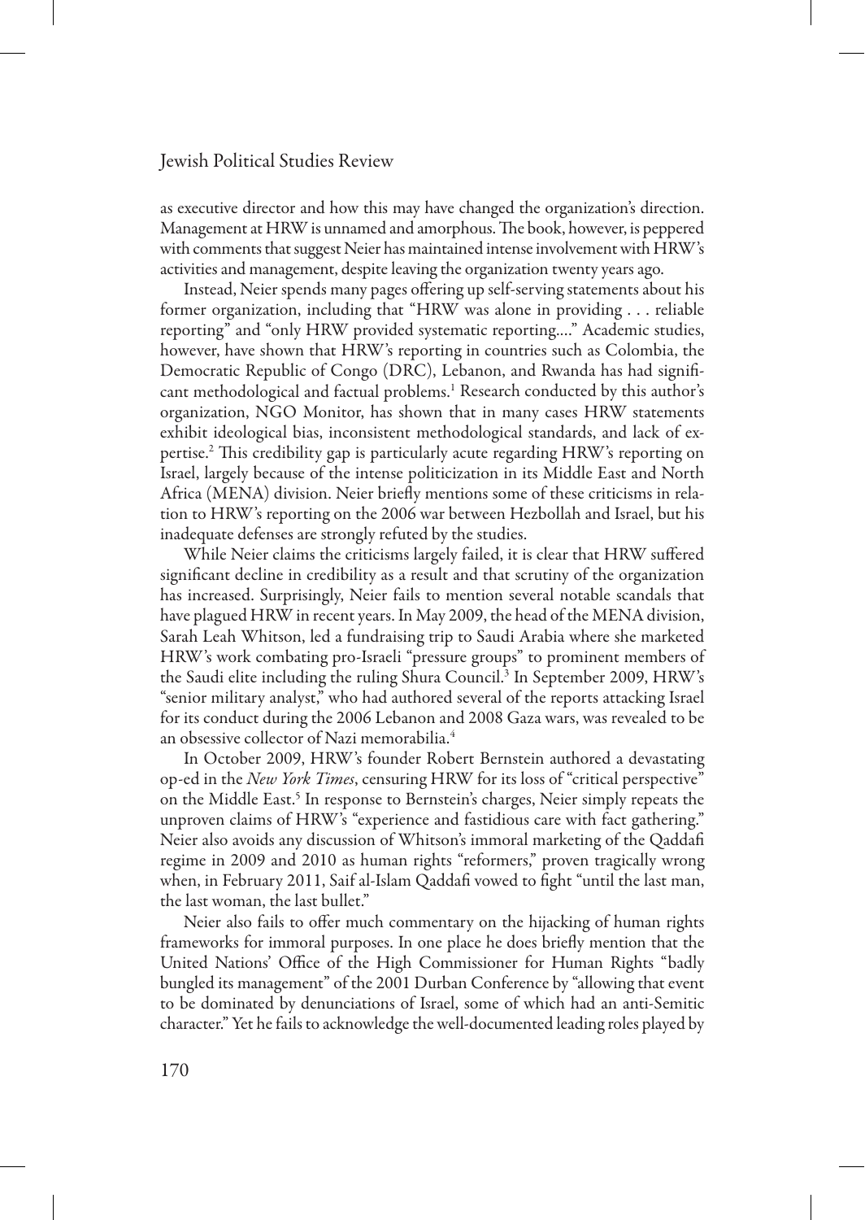as executive director and how this may have changed the organization's direction. Management at HRW is unnamed and amorphous. The book, however, is peppered with comments that suggest Neier has maintained intense involvement with HRW's activities and management, despite leaving the organization twenty years ago.

Instead, Neier spends many pages offering up self-serving statements about his former organization, including that "HRW was alone in providing . . . reliable reporting" and "only HRW provided systematic reporting...." Academic studies, however, have shown that HRW's reporting in countries such as Colombia, the Democratic Republic of Congo (DRC), Lebanon, and Rwanda has had significant methodological and factual problems.[1] Research conducted by this author's organization, NGO Monitor, has shown that in many cases HRW statements exhibit ideological bias, inconsistent methodological standards, and lack of expertise.[2] This credibility gap is particularly acute regarding HRW's reporting on Israel, largely because of the intense politicization in its Middle East and North Africa (MENA) division. Neier briefly mentions some of these criticisms in relation to HRW's reporting on the 2006 war between Hezbollah and Israel, but his inadequate defenses are strongly refuted by the studies.

While Neier claims the criticisms largely failed, it is clear that HRW suffered significant decline in credibility as a result and that scrutiny of the organization has increased. Surprisingly, Neier fails to mention several notable scandals that have plagued HRW in recent years. In May 2009, the head of the MENA division, Sarah Leah Whitson, led a fundraising trip to Saudi Arabia where she marketed HRW's work combating pro-Israeli "pressure groups" to prominent members of the Saudi elite including the ruling Shura Council.[3] In September 2009, HRW's "senior military analyst," who had authored several of the reports attacking Israel for its conduct during the 2006 Lebanon and 2008 Gaza wars, was revealed to be an obsessive collector of Nazi memorabilia.[4]

In October 2009, HRW's founder Robert Bernstein authored a devastating op-ed in the *New York Times*, censuring HRW for its loss of "critical perspective" on the Middle East.[5] In response to Bernstein's charges, Neier simply repeats the unproven claims of HRW's "experience and fastidious care with fact gathering." Neier also avoids any discussion of Whitson's immoral marketing of the Qaddafi regime in 2009 and 2010 as human rights "reformers," proven tragically wrong when, in February 2011, Saif al-Islam Qaddafi vowed to fight "until the last man, the last woman, the last bullet."

Neier also fails to offer much commentary on the hijacking of human rights frameworks for immoral purposes. In one place he does briefly mention that the United Nations' Office of the High Commissioner for Human Rights "badly bungled its management" of the 2001 Durban Conference by "allowing that event to be dominated by denunciations of Israel, some of which had an anti-Semitic character." Yet he fails to acknowledge the well-documented leading roles played by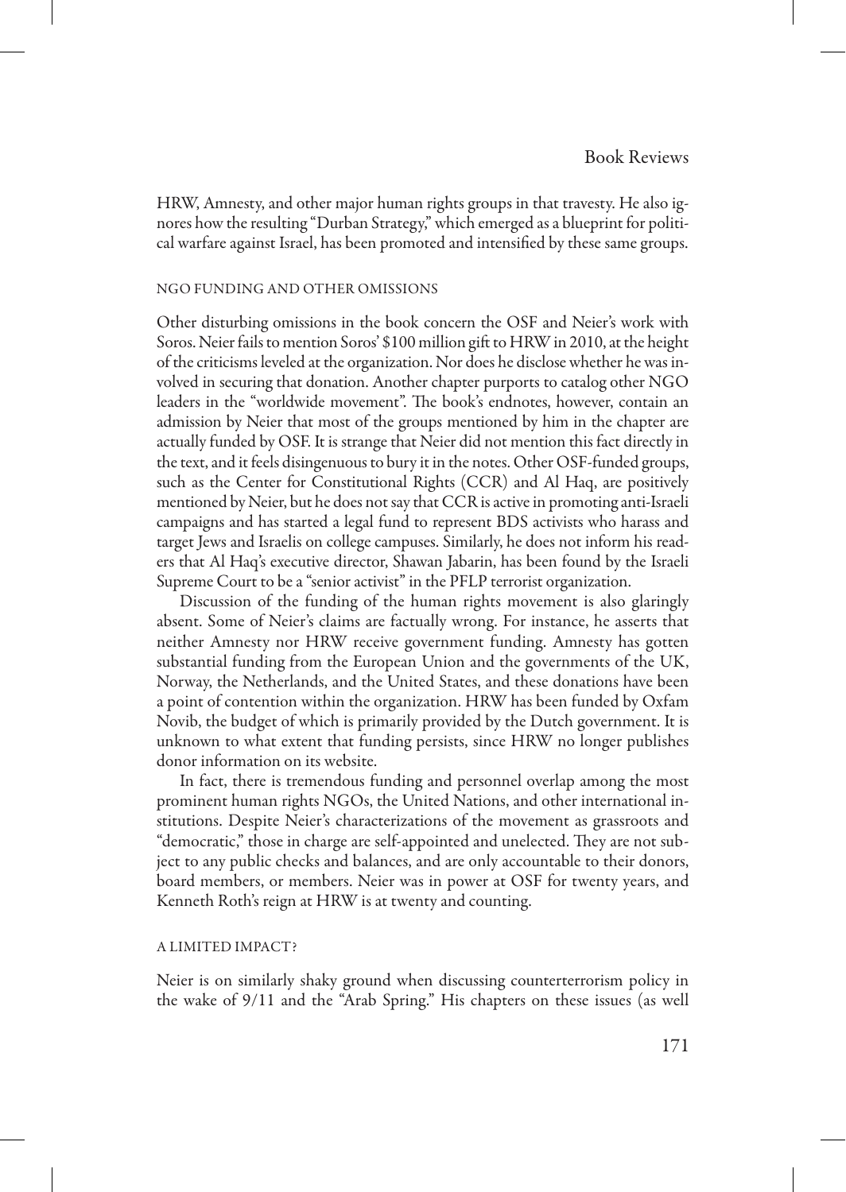HRW, Amnesty, and other major human rights groups in that travesty. He also ignores how the resulting "Durban Strategy," which emerged as a blueprint for political warfare against Israel, has been promoted and intensified by these same groups.

## NGO FUNDING AND OTHER OMISSIONS

Other disturbing omissions in the book concern the OSF and Neier's work with Soros. Neier fails to mention Soros' $100 million gift to HRW in 2010, at the height of the criticisms leveled at the organization. Nor does he disclose whether he was involved in securing that donation. Another chapter purports to catalog other NGO leaders in the "worldwide movement". The book's endnotes, however, contain an admission by Neier that most of the groups mentioned by him in the chapter are actually funded by OSF. It is strange that Neier did not mention this fact directly in the text, and it feels disingenuous to bury it in the notes. Other OSF-funded groups, such as the Center for Constitutional Rights (CCR) and Al Haq, are positively mentioned by Neier, but he does not say that CCR is active in promoting anti-Israeli campaigns and has started a legal fund to represent BDS activists who harass and target Jews and Israelis on college campuses. Similarly, he does not inform his readers that Al Haq's executive director, Shawan Jabarin, has been found by the Israeli Supreme Court to be a "senior activist" in the PFLP terrorist organization.

Discussion of the funding of the human rights movement is also glaringly absent. Some of Neier's claims are factually wrong. For instance, he asserts that neither Amnesty nor HRW receive government funding. Amnesty has gotten substantial funding from the European Union and the governments of the UK, Norway, the Netherlands, and the United States, and these donations have been a point of contention within the organization. HRW has been funded by Oxfam Novib, the budget of which is primarily provided by the Dutch government. It is unknown to what extent that funding persists, since HRW no longer publishes donor information on its website.

In fact, there is tremendous funding and personnel overlap among the most prominent human rights NGOs, the United Nations, and other international institutions. Despite Neier's characterizations of the movement as grassroots and "democratic," those in charge are self-appointed and unelected. They are not subject to any public checks and balances, and are only accountable to their donors, board members, or members. Neier was in power at OSF for twenty years, and Kenneth Roth's reign at HRW is at twenty and counting.

## A LIMITED IMPACT?

Neier is on similarly shaky ground when discussing counterterrorism policy in the wake of 9/11 and the "Arab Spring." His chapters on these issues (as well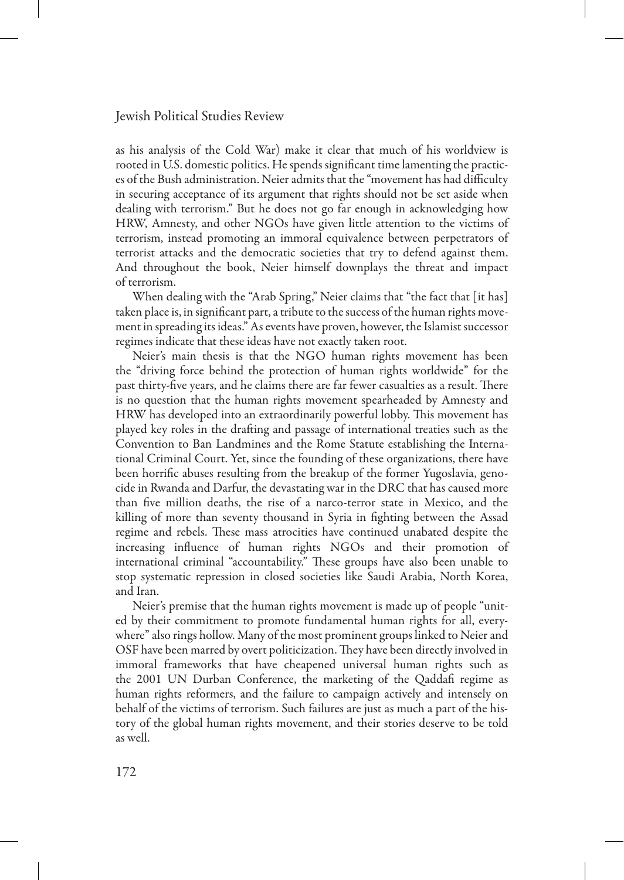as his analysis of the Cold War) make it clear that much of his worldview is rooted in U.S. domestic politics. He spends significant time lamenting the practices of the Bush administration. Neier admits that the "movement has had difficulty in securing acceptance of its argument that rights should not be set aside when dealing with terrorism." But he does not go far enough in acknowledging how HRW, Amnesty, and other NGOs have given little attention to the victims of terrorism, instead promoting an immoral equivalence between perpetrators of terrorist attacks and the democratic societies that try to defend against them. And throughout the book, Neier himself downplays the threat and impact of terrorism.

When dealing with the "Arab Spring," Neier claims that "the fact that [it has] taken place is, in significant part, a tribute to the success of the human rights movement in spreading its ideas." As events have proven, however, the Islamist successor regimes indicate that these ideas have not exactly taken root.

Neier's main thesis is that the NGO human rights movement has been the "driving force behind the protection of human rights worldwide" for the past thirty-five years, and he claims there are far fewer casualties as a result. There is no question that the human rights movement spearheaded by Amnesty and HRW has developed into an extraordinarily powerful lobby. This movement has played key roles in the drafting and passage of international treaties such as the Convention to Ban Landmines and the Rome Statute establishing the International Criminal Court. Yet, since the founding of these organizations, there have been horrific abuses resulting from the breakup of the former Yugoslavia, genocide in Rwanda and Darfur, the devastating war in the DRC that has caused more than five million deaths, the rise of a narco-terror state in Mexico, and the killing of more than seventy thousand in Syria in fighting between the Assad regime and rebels. These mass atrocities have continued unabated despite the increasing influence of human rights NGOs and their promotion of international criminal "accountability." These groups have also been unable to stop systematic repression in closed societies like Saudi Arabia, North Korea, and Iran.

Neier's premise that the human rights movement is made up of people "united by their commitment to promote fundamental human rights for all, everywhere" also rings hollow. Many of the most prominent groups linked to Neier and OSF have been marred by overt politicization. They have been directly involved in immoral frameworks that have cheapened universal human rights such as the 2001 UN Durban Conference, the marketing of the Qaddafi regime as human rights reformers, and the failure to campaign actively and intensely on behalf of the victims of terrorism. Such failures are just as much a part of the history of the global human rights movement, and their stories deserve to be told as well.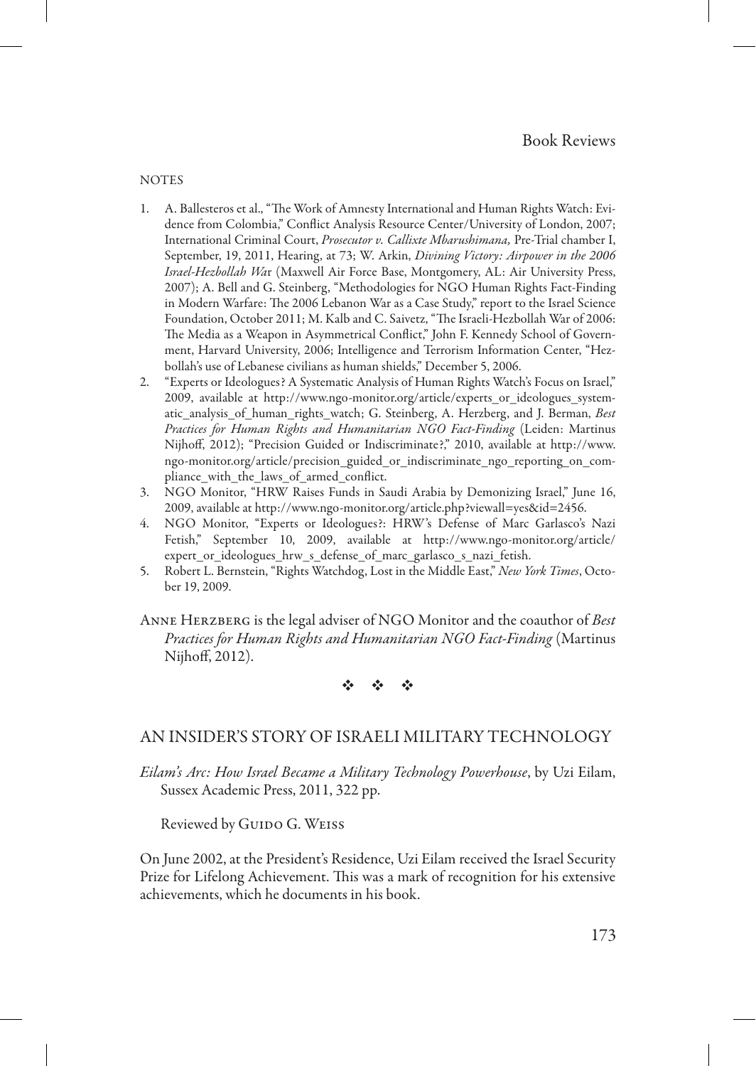### NOTES

1. A. Ballesteros et al., "The Work of Amnesty International and Human Rights Watch: Evidence from Colombia," Conflict Analysis Resource Center/University of London, 2007; International Criminal Court, *Prosecutor v. Callixte Mbarushimana,* Pre-Trial chamber I, September, 19, 2011, Hearing, at 73; W. Arkin, *Divining Victory: Airpower in the 2006 Israel-Hezbollah War* (Maxwell Air Force Base, Montgomery, AL: Air University Press, 2007); A. Bell and G. Steinberg, "Methodologies for NGO Human Rights Fact-Finding in Modern Warfare: The 2006 Lebanon War as a Case Study," report to the Israel Science Foundation, October 2011; M. Kalb and C. Saivetz, "The Israeli-Hezbollah War of 2006: The Media as a Weapon in Asymmetrical Conflict," John F. Kennedy School of Government, Harvard University, 2006; Intelligence and Terrorism Information Center, "Hezbollah's use of Lebanese civilians as human shields," December 5, 2006.
2. "Experts or Ideologues? A Systematic Analysis of Human Rights Watch's Focus on Israel," 2009, available at http://www.ngo-monitor.org/article/experts_or_ideologues_systematic_analysis_of_human_rights_watch; G. Steinberg, A. Herzberg, and J. Berman, *Best Practices for Human Rights and Humanitarian NGO Fact-Finding* (Leiden: Martinus Nijhoff, 2012); "Precision Guided or Indiscriminate?," 2010, available at http://www.ngo-monitor.org/article/precision_guided_or_indiscriminate_ngo_reporting_on_compliance_with_the_laws_of_armed_conflict.
3. NGO Monitor, "HRW Raises Funds in Saudi Arabia by Demonizing Israel," June 16, 2009, available at http://www.ngo-monitor.org/article.php?viewall=yes&id=2456.
4. NGO Monitor, "Experts or Ideologues?: HRW's Defense of Marc Garlasco's Nazi Fetish," September 10, 2009, available at http://www.ngo-monitor.org/article/expert_or_ideologues_hrw_s_defense_of_marc_garlasco_s_nazi_fetish.
5. Robert L. Bernstein, "Rights Watchdog, Lost in the Middle East," *New York Times*, October 19, 2009.

Anne Herzberg is the legal adviser of NGO Monitor and the coauthor of *Best Practices for Human Rights and Humanitarian NGO Fact-Finding* (Martinus Nijhoff, 2012).

❖ ❖ ❖

## AN INSIDER'S STORY OF ISRAELI MILITARY TECHNOLOGY

*Eilam's Arc: How Israel Became a Military Technology Powerhouse*, by Uzi Eilam, Sussex Academic Press, 2011, 322 pp.

Reviewed by Guido G. Weiss

On June 2002, at the President's Residence, Uzi Eilam received the Israel Security Prize for Lifelong Achievement. This was a mark of recognition for his extensive achievements, which he documents in his book.